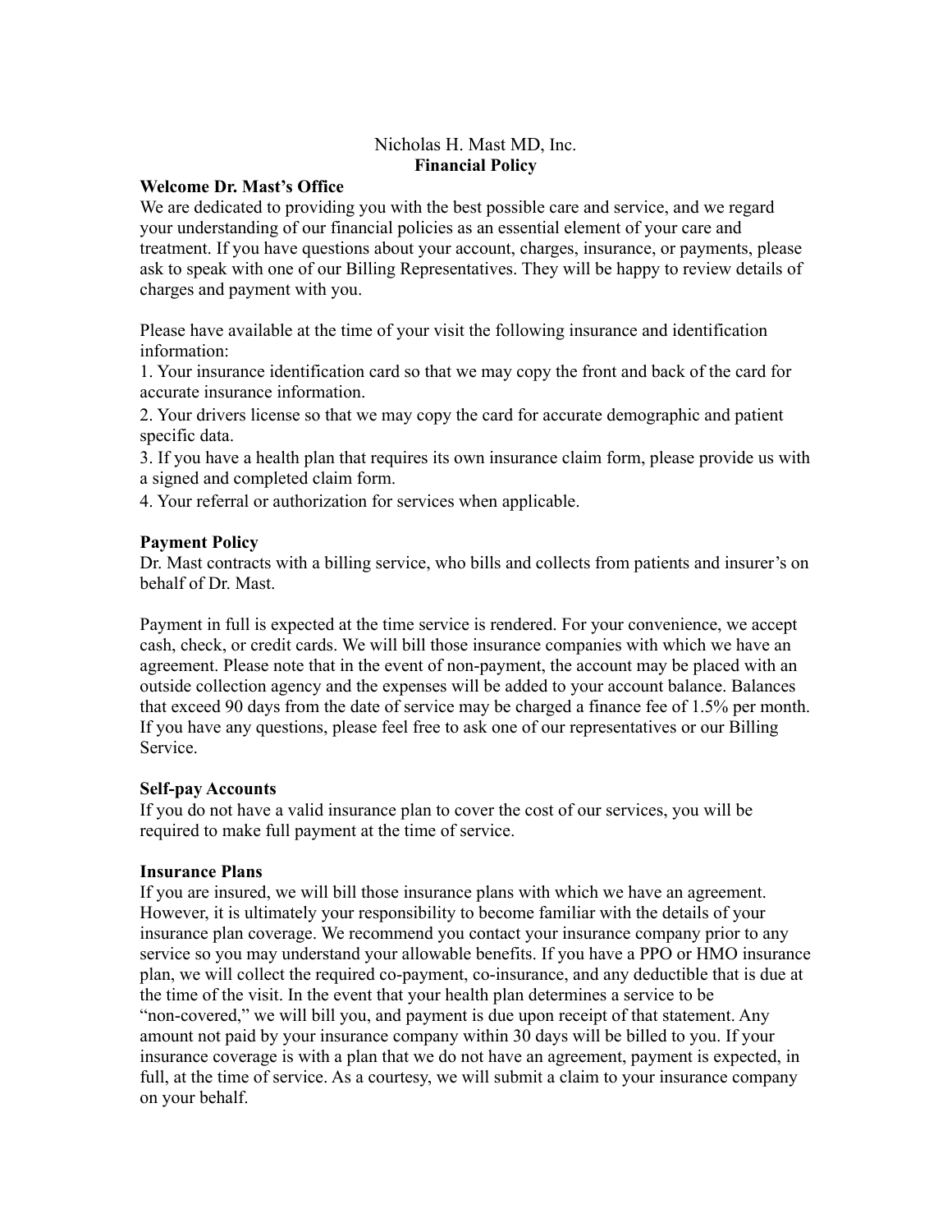Nicholas H. Mast MD, Inc.

**Financial Policy**

**Welcome Dr. Mast's Office**

We are dedicated to providing you with the best possible care and service, and we regard your understanding of our financial policies as an essential element of your care and treatment. If you have questions about your account, charges, insurance, or payments, please ask to speak with one of our Billing Representatives. They will be happy to review details of charges and payment with you.

Please have available at the time of your visit the following insurance and identification information:

1. Your insurance identification card so that we may copy the front and back of the card for accurate insurance information.
2. Your drivers license so that we may copy the card for accurate demographic and patient specific data.
3. If you have a health plan that requires its own insurance claim form, please provide us with a signed and completed claim form.
4. Your referral or authorization for services when applicable.

**Payment Policy**

Dr. Mast contracts with a billing service, who bills and collects from patients and insurer's on behalf of Dr. Mast.

Payment in full is expected at the time service is rendered. For your convenience, we accept cash, check, or credit cards. We will bill those insurance companies with which we have an agreement. Please note that in the event of non-payment, the account may be placed with an outside collection agency and the expenses will be added to your account balance. Balances that exceed 90 days from the date of service may be charged a finance fee of 1.5% per month. If you have any questions, please feel free to ask one of our representatives or our Billing Service.

**Self-pay Accounts**

If you do not have a valid insurance plan to cover the cost of our services, you will be required to make full payment at the time of service.

**Insurance Plans**

If you are insured, we will bill those insurance plans with which we have an agreement. However, it is ultimately your responsibility to become familiar with the details of your insurance plan coverage. We recommend you contact your insurance company prior to any service so you may understand your allowable benefits. If you have a PPO or HMO insurance plan, we will collect the required co-payment, co-insurance, and any deductible that is due at the time of the visit. In the event that your health plan determines a service to be "non-covered," we will bill you, and payment is due upon receipt of that statement. Any amount not paid by your insurance company within 30 days will be billed to you. If your insurance coverage is with a plan that we do not have an agreement, payment is expected, in full, at the time of service. As a courtesy, we will submit a claim to your insurance company on your behalf.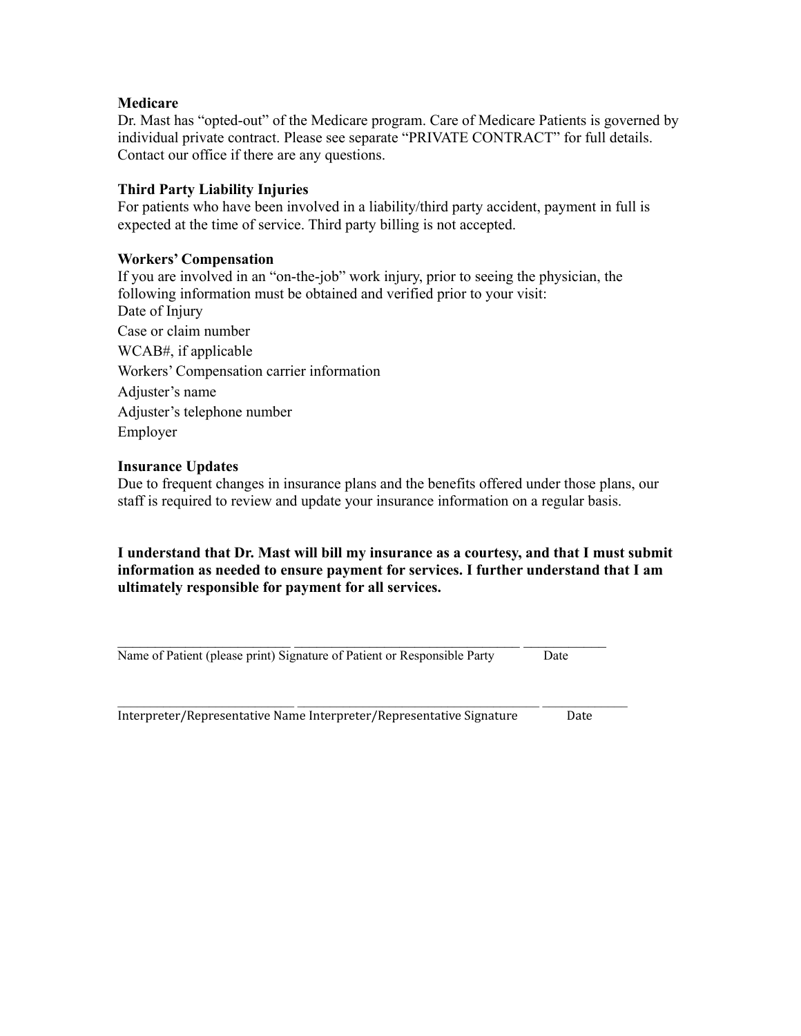**Medicare**

Dr. Mast has "opted-out" of the Medicare program. Care of Medicare Patients is governed by individual private contract. Please see separate "PRIVATE CONTRACT" for full details. Contact our office if there are any questions.

**Third Party Liability Injuries**

For patients who have been involved in a liability/third party accident, payment in full is expected at the time of service. Third party billing is not accepted.

**Workers' Compensation**

If you are involved in an "on-the-job" work injury, prior to seeing the physician, the following information must be obtained and verified prior to your visit:

Date of Injury

Case or claim number

WCAB#, if applicable

Workers' Compensation carrier information

Adjuster's name

Adjuster's telephone number

Employer

**Insurance Updates**

Due to frequent changes in insurance plans and the benefits offered under those plans, our staff is required to review and update your insurance information on a regular basis.

**I understand that Dr. Mast will bill my insurance as a courtesy, and that I must submit information as needed to ensure payment for services. I further understand that I am ultimately responsible for payment for all services.**

\_\_\_\_\_\_\_\_\_\_\_\_\_\_\_\_\_\_\_\_\_\_\_\_\_\_ \_\_\_\_\_\_\_\_\_\_\_\_\_\_\_\_\_\_\_\_\_\_\_\_\_\_\_\_\_\_\_\_\_\_\_\_ \_\_\_\_\_\_\_\_\_\_\_\_\_
Name of Patient (please print) Signature of Patient or Responsible Party Date

\_\_\_\_\_\_\_\_\_\_\_\_\_\_\_\_\_\_\_\_\_\_\_\_\_\_ \_\_\_\_\_\_\_\_\_\_\_\_\_\_\_\_\_\_\_\_\_\_\_\_\_\_\_\_\_\_\_\_\_\_\_\_ \_\_\_\_\_\_\_\_\_\_\_\_\_
Interpreter/Representative Name Interpreter/Representative Signature Date